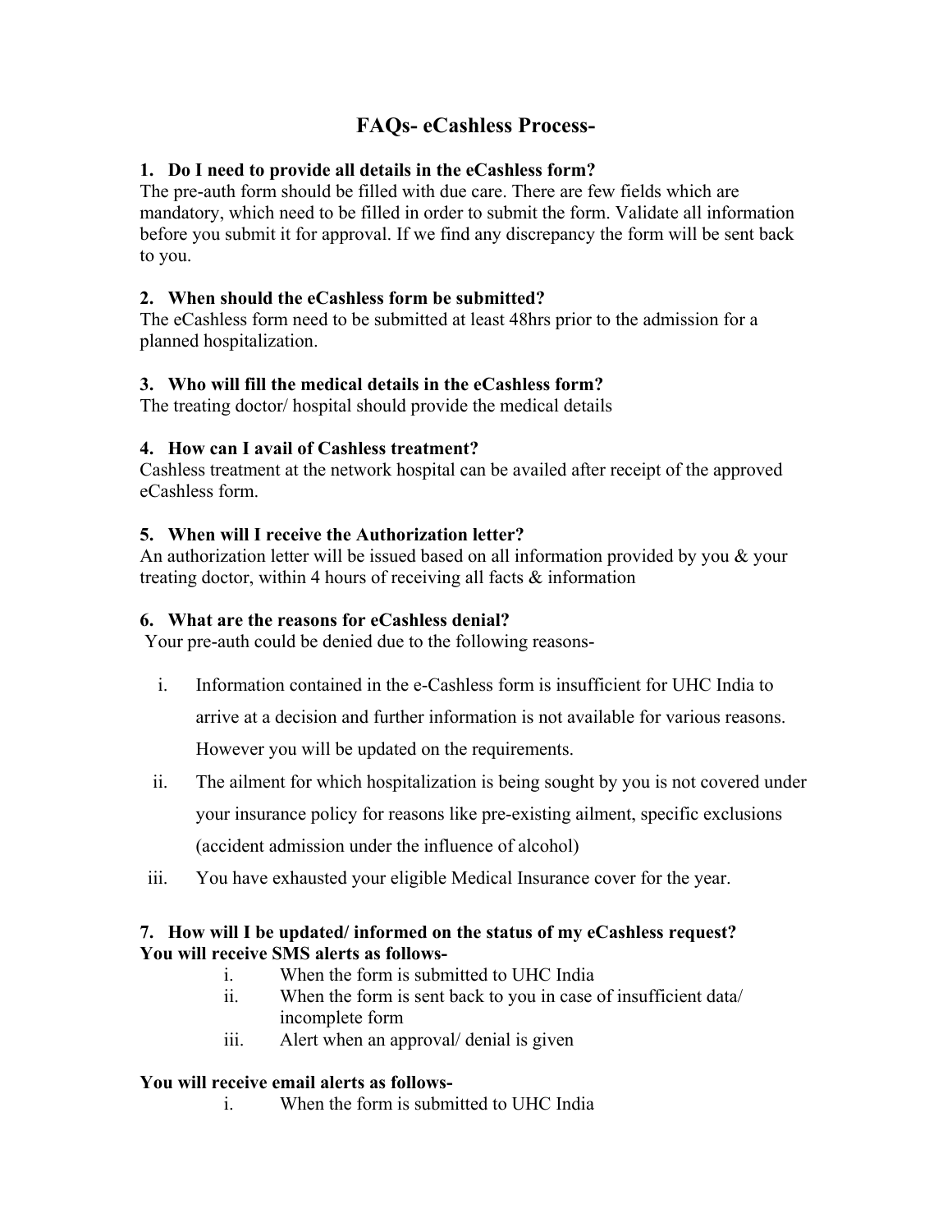# FAQs- eCashless Process-

### 1. Do I need to provide all details in the eCashless form?

The pre-auth form should be filled with due care. There are few fields which are mandatory, which need to be filled in order to submit the form. Validate all information before you submit it for approval. If we find any discrepancy the form will be sent back to you.

### 2. When should the eCashless form be submitted?

The eCashless form need to be submitted at least 48hrs prior to the admission for a planned hospitalization.

### 3. Who will fill the medical details in the eCashless form?

The treating doctor/ hospital should provide the medical details

### 4. How can I avail of Cashless treatment?

Cashless treatment at the network hospital can be availed after receipt of the approved eCashless form.

### 5. When will I receive the Authorization letter?

An authorization letter will be issued based on all information provided by you & your treating doctor, within 4 hours of receiving all facts & information

### 6. What are the reasons for eCashless denial?

Your pre-auth could be denied due to the following reasons-

i. Information contained in the e-Cashless form is insufficient for UHC India to arrive at a decision and further information is not available for various reasons. However you will be updated on the requirements.

ii. The ailment for which hospitalization is being sought by you is not covered under your insurance policy for reasons like pre-existing ailment, specific exclusions (accident admission under the influence of alcohol)

iii. You have exhausted your eligible Medical Insurance cover for the year.

### 7. How will I be updated/ informed on the status of my eCashless request?

**You will receive SMS alerts as follows-**

i. When the form is submitted to UHC India

ii. When the form is sent back to you in case of insufficient data/ incomplete form

iii. Alert when an approval/ denial is given

**You will receive email alerts as follows-**

i. When the form is submitted to UHC India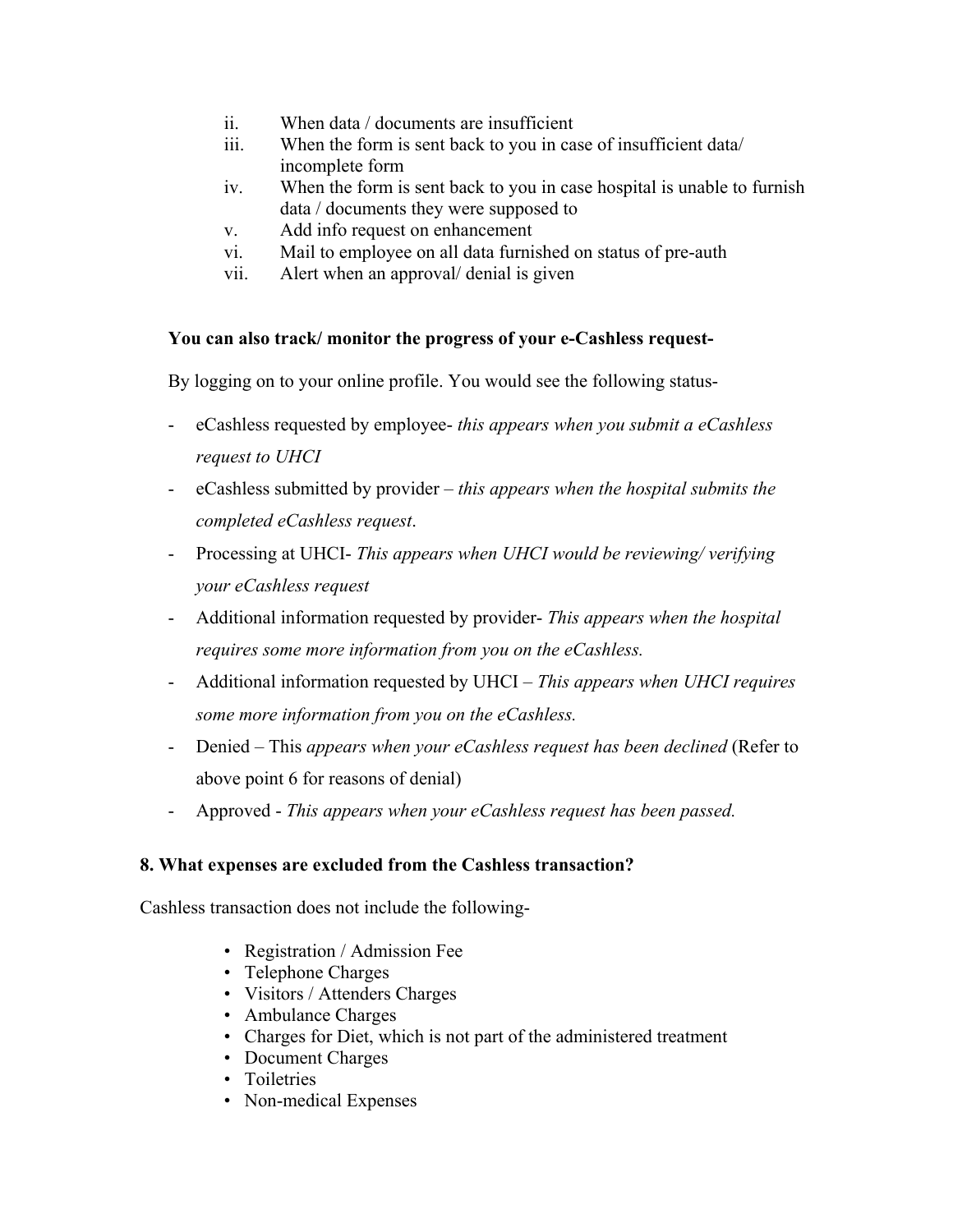ii. When data / documents are insufficient
iii. When the form is sent back to you in case of insufficient data/ incomplete form
iv. When the form is sent back to you in case hospital is unable to furnish data / documents they were supposed to
v. Add info request on enhancement
vi. Mail to employee on all data furnished on status of pre-auth
vii. Alert when an approval/ denial is given

**You can also track/ monitor the progress of your e-Cashless request-**

By logging on to your online profile. You would see the following status-

- eCashless requested by employee- *this appears when you submit a eCashless request to UHCI*
- eCashless submitted by provider – *this appears when the hospital submits the completed eCashless request*.
- Processing at UHCI- *This appears when UHCI would be reviewing/ verifying your eCashless request*
- Additional information requested by provider- *This appears when the hospital requires some more information from you on the eCashless.*
- Additional information requested by UHCI – *This appears when UHCI requires some more information from you on the eCashless.*
- Denied – This *appears when your eCashless request has been declined* (Refer to above point 6 for reasons of denial)
- Approved - *This appears when your eCashless request has been passed.*

**8. What expenses are excluded from the Cashless transaction?**

Cashless transaction does not include the following-

- Registration / Admission Fee
- Telephone Charges
- Visitors / Attenders Charges
- Ambulance Charges
- Charges for Diet, which is not part of the administered treatment
- Document Charges
- Toiletries
- Non-medical Expenses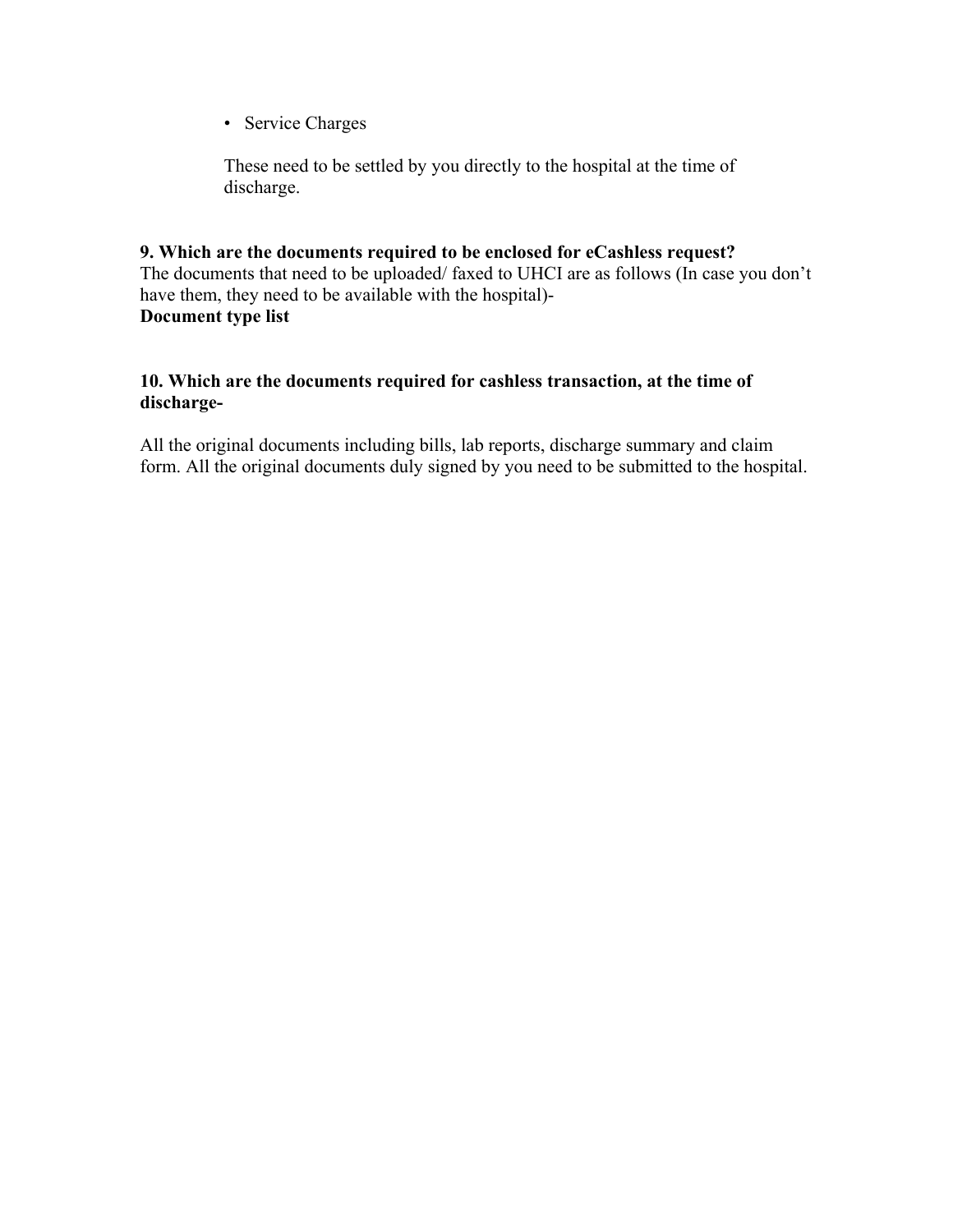- Service Charges

These need to be settled by you directly to the hospital at the time of discharge.

**9. Which are the documents required to be enclosed for eCashless request?**

The documents that need to be uploaded/ faxed to UHCI are as follows (In case you don't have them, they need to be available with the hospital)-

**Document type list**

**10. Which are the documents required for cashless transaction, at the time of discharge-**

All the original documents including bills, lab reports, discharge summary and claim form. All the original documents duly signed by you need to be submitted to the hospital.